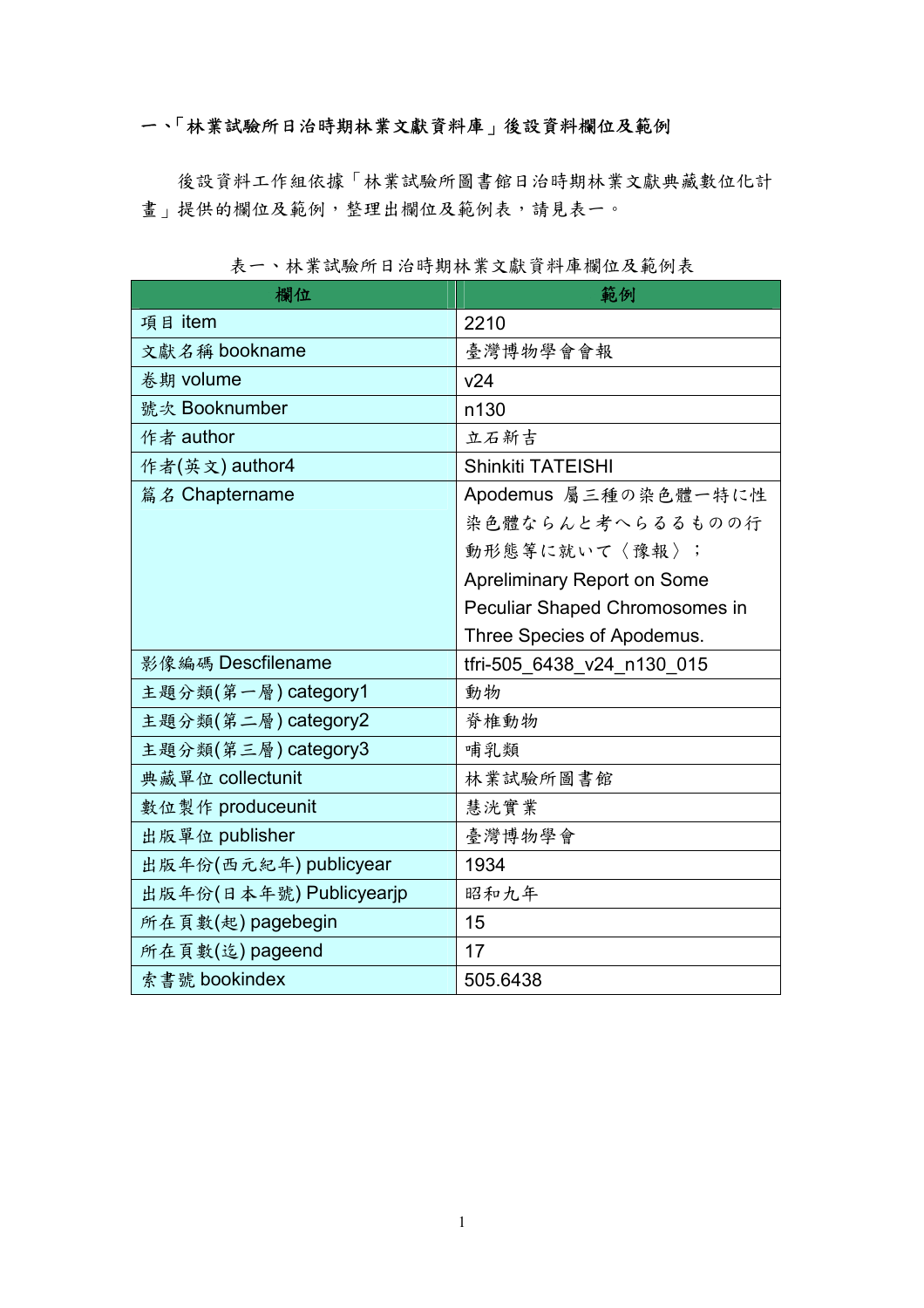## 一、「林業試驗所日治時期林業文獻資料庫」後設資料欄位及範例

後設資料工作組依據「林業試驗所圖書館日治時期林業文獻典藏數位化計畫」提供的欄位及範例，整理出欄位及範例表，請見表一。

表一、林業試驗所日治時期林業文獻資料庫欄位及範例表

| 欄位 | 範例 |
|---|---|
| 項目 item | 2210 |
| 文獻名稱 bookname | 臺灣博物學會會報 |
| 卷期 volume | v24 |
| 號次 Booknumber | n130 |
| 作者 author | 立石新吉 |
| 作者(英文) author4 | Shinkiti TATEISHI |
| 篇名 Chaptername | Apodemus 屬三種の染色體一特に性染色體ならんと考へらるるものの行動形態等に就いて〈豫報〉; Apreliminary Report on Some Peculiar Shaped Chromosomes in Three Species of Apodemus. |
| 影像編碼 Descfilename | tfri-505_6438_v24_n130_015 |
| 主題分類(第一層) category1 | 動物 |
| 主題分類(第二層) category2 | 脊椎動物 |
| 主題分類(第三層) category3 | 哺乳類 |
| 典藏單位 collectunit | 林業試驗所圖書館 |
| 數位製作 produceunit | 慧洸實業 |
| 出版單位 publisher | 臺灣博物學會 |
| 出版年份(西元紀年) publicyear | 1934 |
| 出版年份(日本年號) Publicyearjp | 昭和九年 |
| 所在頁數(起) pagebegin | 15 |
| 所在頁數(迄) pageend | 17 |
| 索書號 bookindex | 505.6438 |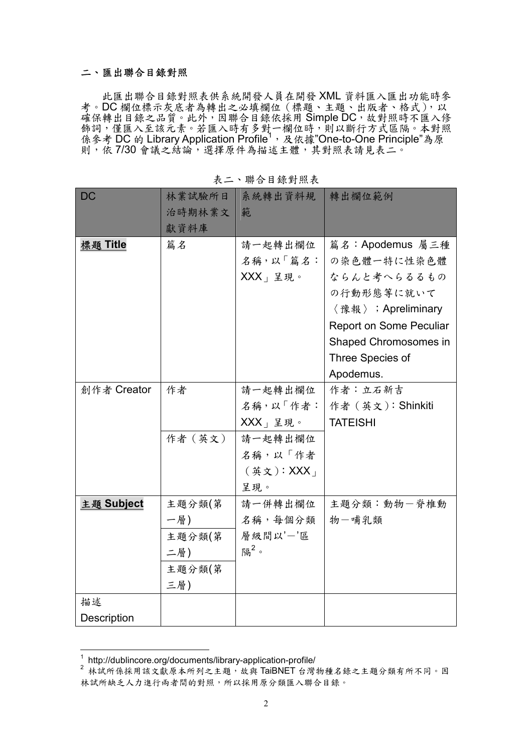## 二、匯出聯合目錄對照

此匯出聯合目錄對照表供系統開發人員在開發 XML 資料匯入匯出功能時參考。DC 欄位標示灰底者為轉出之必填欄位（標題、主題、出版者、格式），以確保轉出目錄之品質。此外，因聯合目錄依採用 Simple DC，故對照時不匯入修飾詞，僅匯入至該元素。若匯入時有多對一欄位時，則以斷行方式區隔。本對照係參考 DC 的 Library Application Profile[1]，及依據"One-to-One Principle"為原則，依 7/30 會議之結論，選擇原件為描述主體，其對照表請見表二。

表二、聯合目錄對照表

| DC | 林業試驗所日治時期林業文獻資料庫 | 系統轉出資料規範 | 轉出欄位範例 |
|---|---|---|---|
| **標題 Title** | 篇名 | 請一起轉出欄位名稱，以「篇名：XXX」呈現。 | 篇名：Apodemus 屬三種の染色體一特に性染色體ならんと考へらるるもの行動形態等に就いて〈豫報〉；Apreliminary Report on Some Peculiar Shaped Chromosomes in Three Species of Apodemus. |
| 創作者 Creator | 作者 | 請一起轉出欄位名稱，以「作者：XXX」呈現。 | 作者：立石新吉<br>作者（英文）：Shinkiti TATEISHI |
| | 作者（英文） | 請一起轉出欄位名稱，以「作者（英文）：XXX」呈現。 | |
| **主題 Subject** | 主題分類(第一層) | 請一併轉出欄位名稱，每個分類層級間以'－'區隔[2]。 | 主題分類：動物－脊椎動物－哺乳類 |
| | 主題分類(第二層) | | |
| | 主題分類(第三層) | | |
| 描述 Description | | | |

---

[1] http://dublincore.org/documents/library-application-profile/

[2] 林試所係採用該文獻原本所列之主題，故與 TaiBNET 台灣物種名錄之主題分類有所不同。因林試所缺乏人力進行兩者間的對照，所以採用原分類匯入聯合目錄。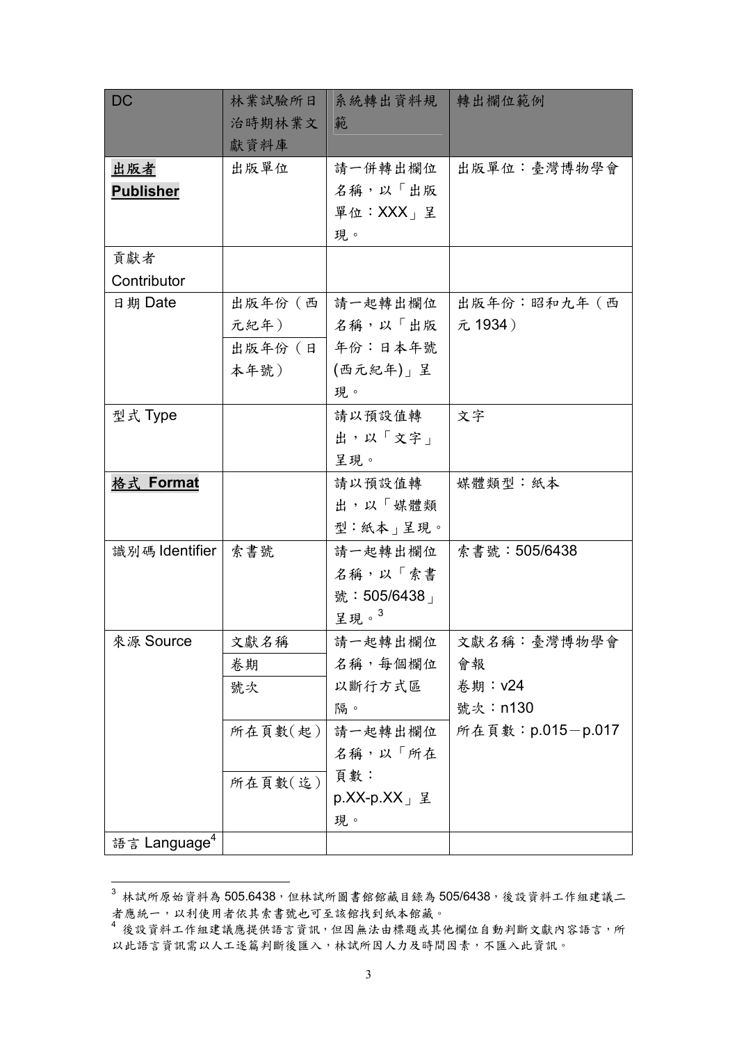| DC | 林業試驗所日治時期林業文獻資料庫 | 系統轉出資料規範 | 轉出欄位範例 |
| --- | --- | --- | --- |
| **出版者 Publisher** | 出版單位 | 請一併轉出欄位名稱，以「出版單位：XXX」呈現。 | 出版單位：臺灣博物學會 |
| 貢獻者 Contributor | | | |
| 日期 Date | 出版年份（西元紀年）<br>出版年份（日本年號） | 請一起轉出欄位名稱，以「出版年份：日本年號(西元紀年)」呈現。 | 出版年份：昭和九年（西元 1934） |
| 型式 Type | | 請以預設值轉出，以「文字」呈現。 | 文字 |
| **格式 Format** | | 請以預設值轉出，以「媒體類型：紙本」呈現。 | 媒體類型：紙本 |
| 識別碼 Identifier | 索書號 | 請一起轉出欄位名稱，以「索書號：505/6438」呈現。[3] | 索書號：505/6438 |
| 來源 Source | 文獻名稱<br>卷期<br>號次 | 請一起轉出欄位名稱，每個欄位以斷行方式區隔。 | 文獻名稱：臺灣博物學會會報<br>卷期：v24<br>號次：n130<br>所在頁數：p.015－p.017 |
| | 所在頁數(起)<br>所在頁數(迄) | 請一起轉出欄位名稱，以「所在頁數：p.XX-p.XX」呈現。 | |
| 語言 Language[4] | | | |

[3] 林試所原始資料為 505.6438，但林試所圖書館館藏目錄為 505/6438，後設資料工作組建議二者應統一，以利使用者依其索書號也可至該館找到紙本館藏。

[4] 後設資料工作組建議應提供語言資訊，但因無法由標題或其他欄位自動判斷文獻內容語言，所以此語言資訊需以人工逐篇判斷後匯入，林試所因人力及時間因素，不匯入此資訊。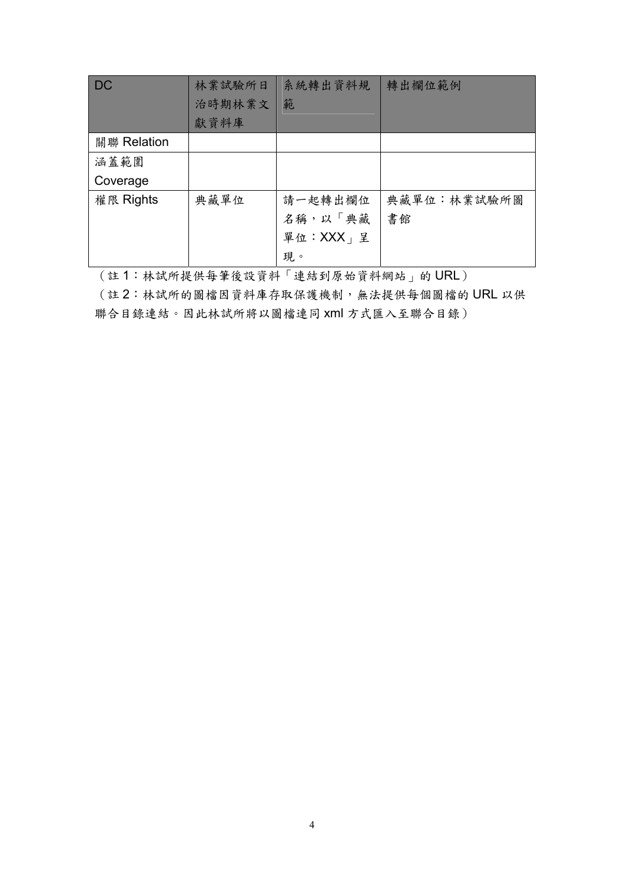| DC | 林業試驗所日治時期林業文獻資料庫 | 系統轉出資料規範 | 轉出欄位範例 |
| --- | --- | --- | --- |
| 關聯 Relation | | | |
| 涵蓋範圍 Coverage | | | |
| 權限 Rights | 典藏單位 | 請一起轉出欄位名稱，以「典藏單位：XXX」呈現。 | 典藏單位：林業試驗所圖書館 |

（註 1：林試所提供每筆後設資料「連結到原始資料網站」的 URL）

（註 2：林試所的圖檔因資料庫存取保護機制，無法提供每個圖檔的 URL 以供聯合目錄連結。因此林試所將以圖檔連同 xml 方式匯入至聯合目錄）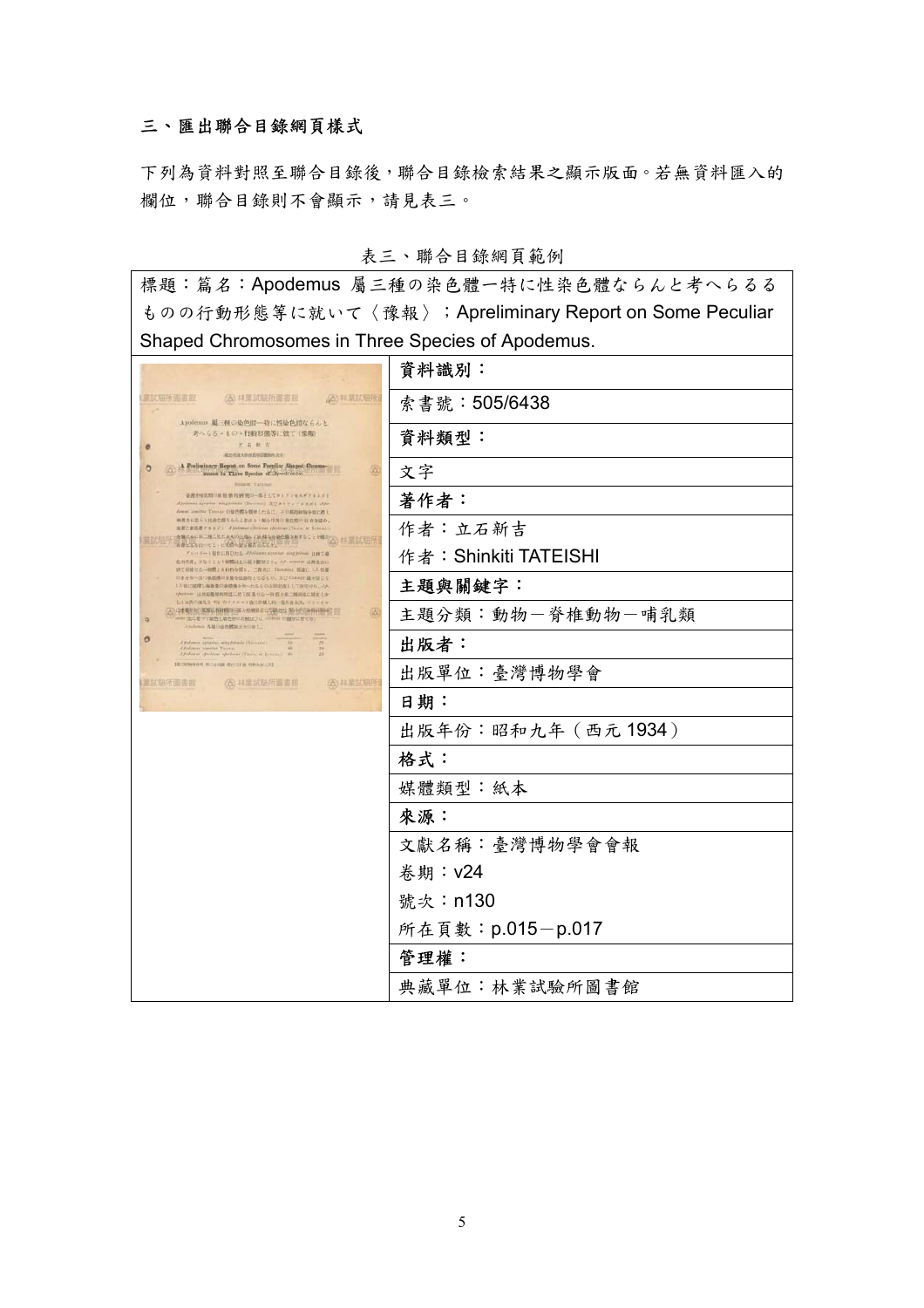## 三、匯出聯合目錄網頁樣式

下列為資料對照至聯合目錄後，聯合目錄檢索結果之顯示版面。若無資料匯入的欄位，聯合目錄則不會顯示，請見表三。

表三、聯合目錄網頁範例

| 標題：篇名：Apodemus 屬三種の染色體ー特に性染色體ならんと考へらるるものの行動形態等に就いて〈豫報〉；Apreliminary Report on Some Peculiar Shaped Chromosomes in Three Species of Apodemus. | |
|---|---|
| | **資料識別：** |
| | 索書號：505/6438 |
| | **資料類型：** |
| | 文字 |
| | **著作者：** |
| | 作者：立石新吉 |
| | 作者：Shinkiti TATEISHI |
| | **主題與關鍵字：** |
| | 主題分類：動物－脊椎動物－哺乳類 |
| | **出版者：** |
| | 出版單位：臺灣博物學會 |
| | **日期：** |
| | 出版年份：昭和九年（西元 1934） |
| | **格式：** |
| | 媒體類型：紙本 |
| | **來源：** |
| | 文獻名稱：臺灣博物學會會報 |
| | 卷期：v24 |
| | 號次：n130 |
| | 所在頁數：p.015－p.017 |
| | **管理權：** |
| | 典藏單位：林業試驗所圖書館 |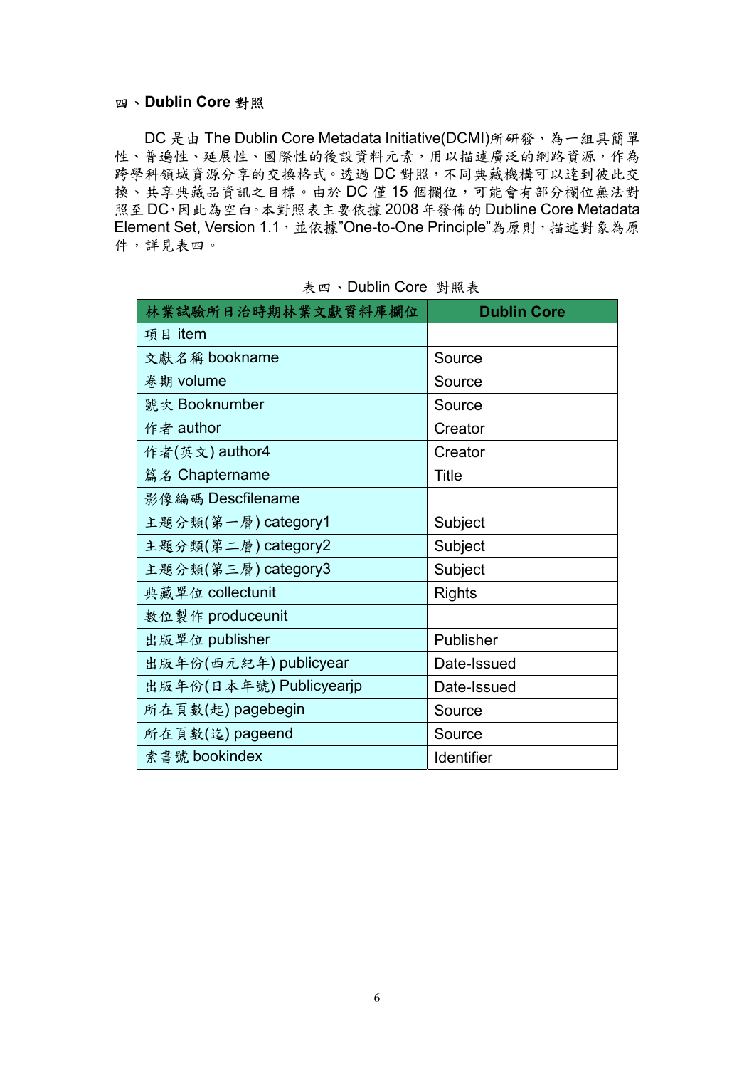## 四、Dublin Core 對照

DC 是由 The Dublin Core Metadata Initiative(DCMI)所研發，為一組具簡單性、普遍性、延展性、國際性的後設資料元素，用以描述廣泛的網路資源，作為跨學科領域資源分享的交換格式。透過 DC 對照，不同典藏機構可以達到彼此交換、共享典藏品資訊之目標。由於 DC 僅 15 個欄位，可能會有部分欄位無法對照至 DC，因此為空白。本對照表主要依據 2008 年發佈的 Dubline Core Metadata Element Set, Version 1.1，並依據"One-to-One Principle"為原則，描述對象為原件，詳見表四。

表四、Dublin Core 對照表

| 林業試驗所日治時期林業文獻資料庫欄位 | Dublin Core |
|---|---|
| 項目 item | |
| 文獻名稱 bookname | Source |
| 卷期 volume | Source |
| 號次 Booknumber | Source |
| 作者 author | Creator |
| 作者(英文) author4 | Creator |
| 篇名 Chaptername | Title |
| 影像編碼 Descfilename | |
| 主題分類(第一層) category1 | Subject |
| 主題分類(第二層) category2 | Subject |
| 主題分類(第三層) category3 | Subject |
| 典藏單位 collectunit | Rights |
| 數位製作 produceunit | |
| 出版單位 publisher | Publisher |
| 出版年份(西元紀年) publicyear | Date-Issued |
| 出版年份(日本年號) Publicyearjp | Date-Issued |
| 所在頁數(起) pagebegin | Source |
| 所在頁數(迄) pageend | Source |
| 索書號 bookindex | Identifier |